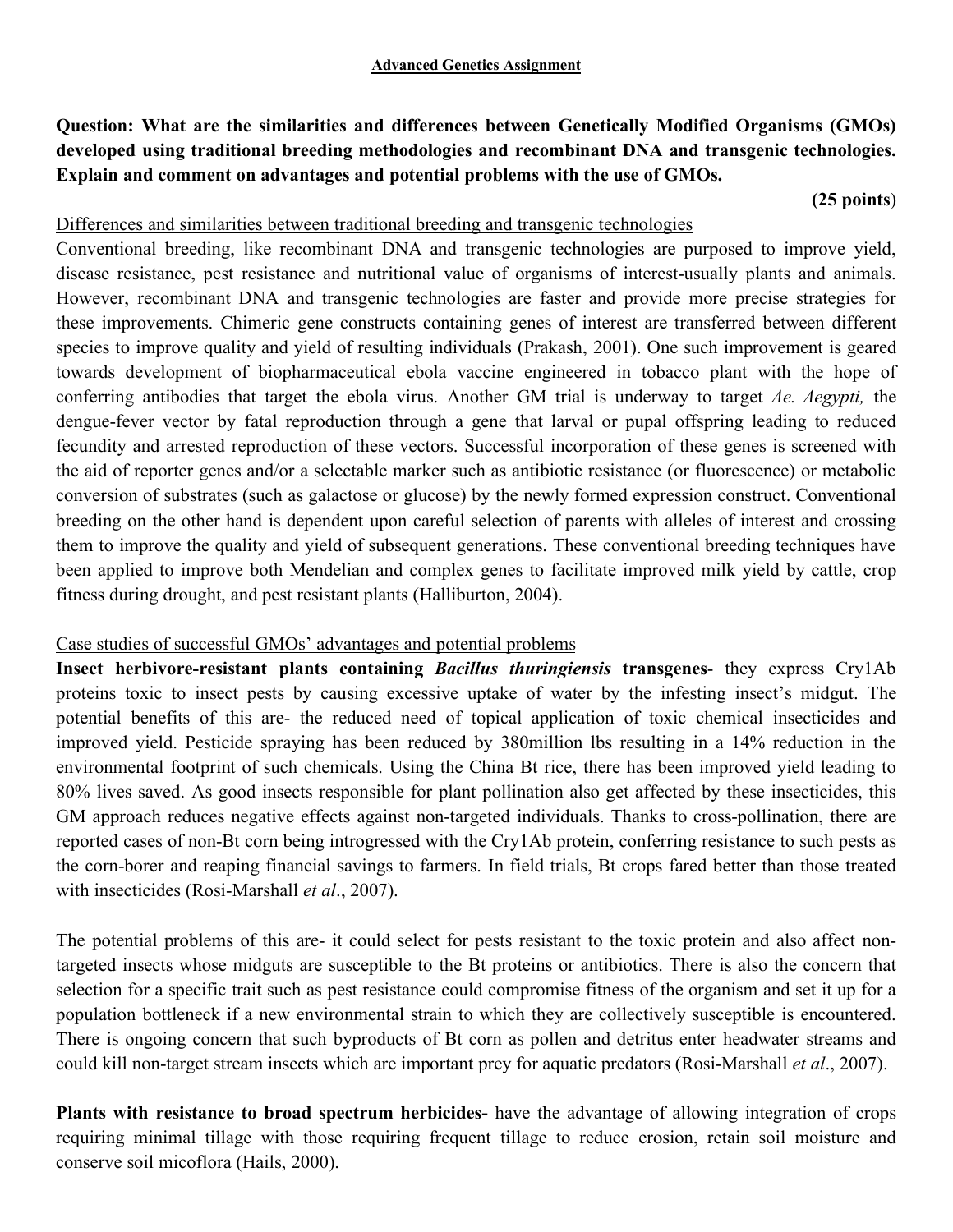**Advanced Genetics Assignment**

**Question: What are the similarities and differences between Genetically Modified Organisms (GMOs) developed using traditional breeding methodologies and recombinant DNA and transgenic technologies. Explain and comment on advantages and potential problems with the use of GMOs.**

**(25 points)**

Differences and similarities between traditional breeding and transgenic technologies

Conventional breeding, like recombinant DNA and transgenic technologies are purposed to improve yield, disease resistance, pest resistance and nutritional value of organisms of interest-usually plants and animals. However, recombinant DNA and transgenic technologies are faster and provide more precise strategies for these improvements. Chimeric gene constructs containing genes of interest are transferred between different species to improve quality and yield of resulting individuals (Prakash, 2001). One such improvement is geared towards development of biopharmaceutical ebola vaccine engineered in tobacco plant with the hope of conferring antibodies that target the ebola virus. Another GM trial is underway to target *Ae. Aegypti,* the dengue-fever vector by fatal reproduction through a gene that larval or pupal offspring leading to reduced fecundity and arrested reproduction of these vectors. Successful incorporation of these genes is screened with the aid of reporter genes and/or a selectable marker such as antibiotic resistance (or fluorescence) or metabolic conversion of substrates (such as galactose or glucose) by the newly formed expression construct. Conventional breeding on the other hand is dependent upon careful selection of parents with alleles of interest and crossing them to improve the quality and yield of subsequent generations. These conventional breeding techniques have been applied to improve both Mendelian and complex genes to facilitate improved milk yield by cattle, crop fitness during drought, and pest resistant plants (Halliburton, 2004).

Case studies of successful GMOs' advantages and potential problems

**Insect herbivore-resistant plants containing *Bacillus thuringiensis* transgenes**- they express Cry1Ab proteins toxic to insect pests by causing excessive uptake of water by the infesting insect's midgut. The potential benefits of this are- the reduced need of topical application of toxic chemical insecticides and improved yield. Pesticide spraying has been reduced by 380million lbs resulting in a 14% reduction in the environmental footprint of such chemicals. Using the China Bt rice, there has been improved yield leading to 80% lives saved. As good insects responsible for plant pollination also get affected by these insecticides, this GM approach reduces negative effects against non-targeted individuals. Thanks to cross-pollination, there are reported cases of non-Bt corn being introgressed with the Cry1Ab protein, conferring resistance to such pests as the corn-borer and reaping financial savings to farmers. In field trials, Bt crops fared better than those treated with insecticides (Rosi-Marshall *et al*., 2007).

The potential problems of this are- it could select for pests resistant to the toxic protein and also affect non-targeted insects whose midguts are susceptible to the Bt proteins or antibiotics. There is also the concern that selection for a specific trait such as pest resistance could compromise fitness of the organism and set it up for a population bottleneck if a new environmental strain to which they are collectively susceptible is encountered. There is ongoing concern that such byproducts of Bt corn as pollen and detritus enter headwater streams and could kill non-target stream insects which are important prey for aquatic predators (Rosi-Marshall *et al*., 2007).

**Plants with resistance to broad spectrum herbicides-** have the advantage of allowing integration of crops requiring minimal tillage with those requiring frequent tillage to reduce erosion, retain soil moisture and conserve soil micoflora (Hails, 2000).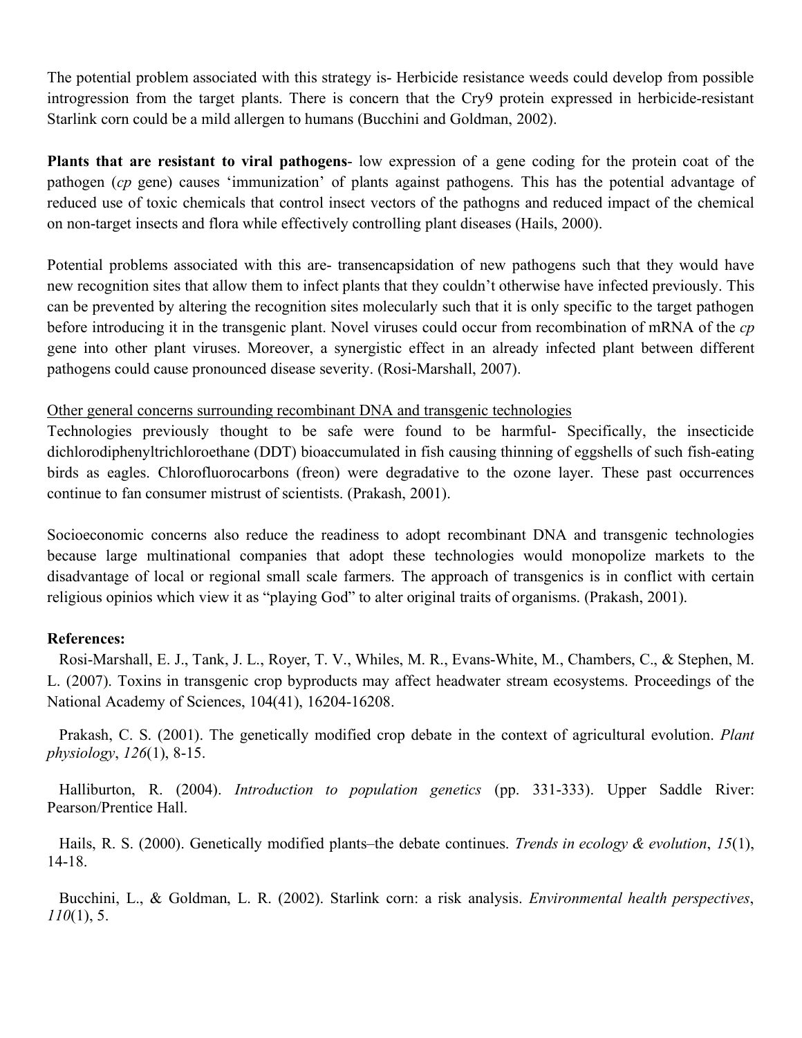The potential problem associated with this strategy is- Herbicide resistance weeds could develop from possible introgression from the target plants. There is concern that the Cry9 protein expressed in herbicide-resistant Starlink corn could be a mild allergen to humans (Bucchini and Goldman, 2002).

**Plants that are resistant to viral pathogens**- low expression of a gene coding for the protein coat of the pathogen (*cp* gene) causes 'immunization' of plants against pathogens. This has the potential advantage of reduced use of toxic chemicals that control insect vectors of the pathogns and reduced impact of the chemical on non-target insects and flora while effectively controlling plant diseases (Hails, 2000).

Potential problems associated with this are- transencapsidation of new pathogens such that they would have new recognition sites that allow them to infect plants that they couldn't otherwise have infected previously. This can be prevented by altering the recognition sites molecularly such that it is only specific to the target pathogen before introducing it in the transgenic plant. Novel viruses could occur from recombination of mRNA of the *cp* gene into other plant viruses. Moreover, a synergistic effect in an already infected plant between different pathogens could cause pronounced disease severity. (Rosi-Marshall, 2007).

<u>Other general concerns surrounding recombinant DNA and transgenic technologies</u>

Technologies previously thought to be safe were found to be harmful- Specifically, the insecticide dichlorodiphenyltrichloroethane (DDT) bioaccumulated in fish causing thinning of eggshells of such fish-eating birds as eagles. Chlorofluorocarbons (freon) were degradative to the ozone layer. These past occurrences continue to fan consumer mistrust of scientists. (Prakash, 2001).

Socioeconomic concerns also reduce the readiness to adopt recombinant DNA and transgenic technologies because large multinational companies that adopt these technologies would monopolize markets to the disadvantage of local or regional small scale farmers. The approach of transgenics is in conflict with certain religious opinios which view it as "playing God" to alter original traits of organisms. (Prakash, 2001).

**References:**

Rosi-Marshall, E. J., Tank, J. L., Royer, T. V., Whiles, M. R., Evans-White, M., Chambers, C., & Stephen, M. L. (2007). Toxins in transgenic crop byproducts may affect headwater stream ecosystems. Proceedings of the National Academy of Sciences, 104(41), 16204-16208.

Prakash, C. S. (2001). The genetically modified crop debate in the context of agricultural evolution. *Plant physiology*, *126*(1), 8-15.

Halliburton, R. (2004). *Introduction to population genetics* (pp. 331-333). Upper Saddle River: Pearson/Prentice Hall.

Hails, R. S. (2000). Genetically modified plants–the debate continues. *Trends in ecology & evolution*, *15*(1), 14-18.

Bucchini, L., & Goldman, L. R. (2002). Starlink corn: a risk analysis. *Environmental health perspectives*, *110*(1), 5.